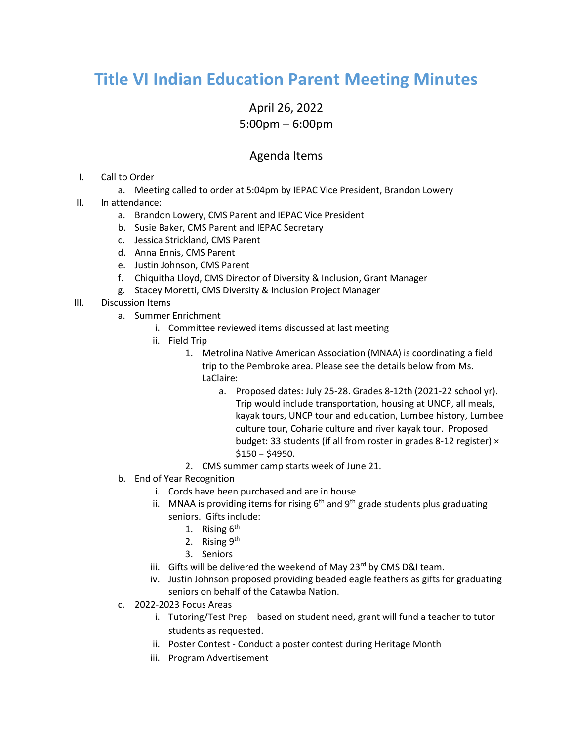# Title VI Indian Education Parent Meeting Minutes

April 26, 2022
5:00pm – 6:00pm

## Agenda Items

I. Call to Order
   a. Meeting called to order at 5:04pm by IEPAC Vice President, Brandon Lowery

II. In attendance:
   a. Brandon Lowery, CMS Parent and IEPAC Vice President
   b. Susie Baker, CMS Parent and IEPAC Secretary
   c. Jessica Strickland, CMS Parent
   d. Anna Ennis, CMS Parent
   e. Justin Johnson, CMS Parent
   f. Chiquitha Lloyd, CMS Director of Diversity & Inclusion, Grant Manager
   g. Stacey Moretti, CMS Diversity & Inclusion Project Manager

III. Discussion Items
   a. Summer Enrichment
      i. Committee reviewed items discussed at last meeting
      ii. Field Trip
         1. Metrolina Native American Association (MNAA) is coordinating a field trip to the Pembroke area. Please see the details below from Ms. LaClaire:
            a. Proposed dates: July 25-28. Grades 8-12th (2021-22 school yr). Trip would include transportation, housing at UNCP, all meals, kayak tours, UNCP tour and education, Lumbee history, Lumbee culture tour, Coharie culture and river kayak tour. Proposed budget: 33 students (if all from roster in grades 8-12 register) × $150 = $4950.
         2. CMS summer camp starts week of June 21.
   b. End of Year Recognition
      i. Cords have been purchased and are in house
      ii. MNAA is providing items for rising 6th and 9th grade students plus graduating seniors. Gifts include:
         1. Rising 6th
         2. Rising 9th
         3. Seniors
      iii. Gifts will be delivered the weekend of May 23rd by CMS D&I team.
      iv. Justin Johnson proposed providing beaded eagle feathers as gifts for graduating seniors on behalf of the Catawba Nation.
   c. 2022-2023 Focus Areas
      i. Tutoring/Test Prep – based on student need, grant will fund a teacher to tutor students as requested.
      ii. Poster Contest - Conduct a poster contest during Heritage Month
      iii. Program Advertisement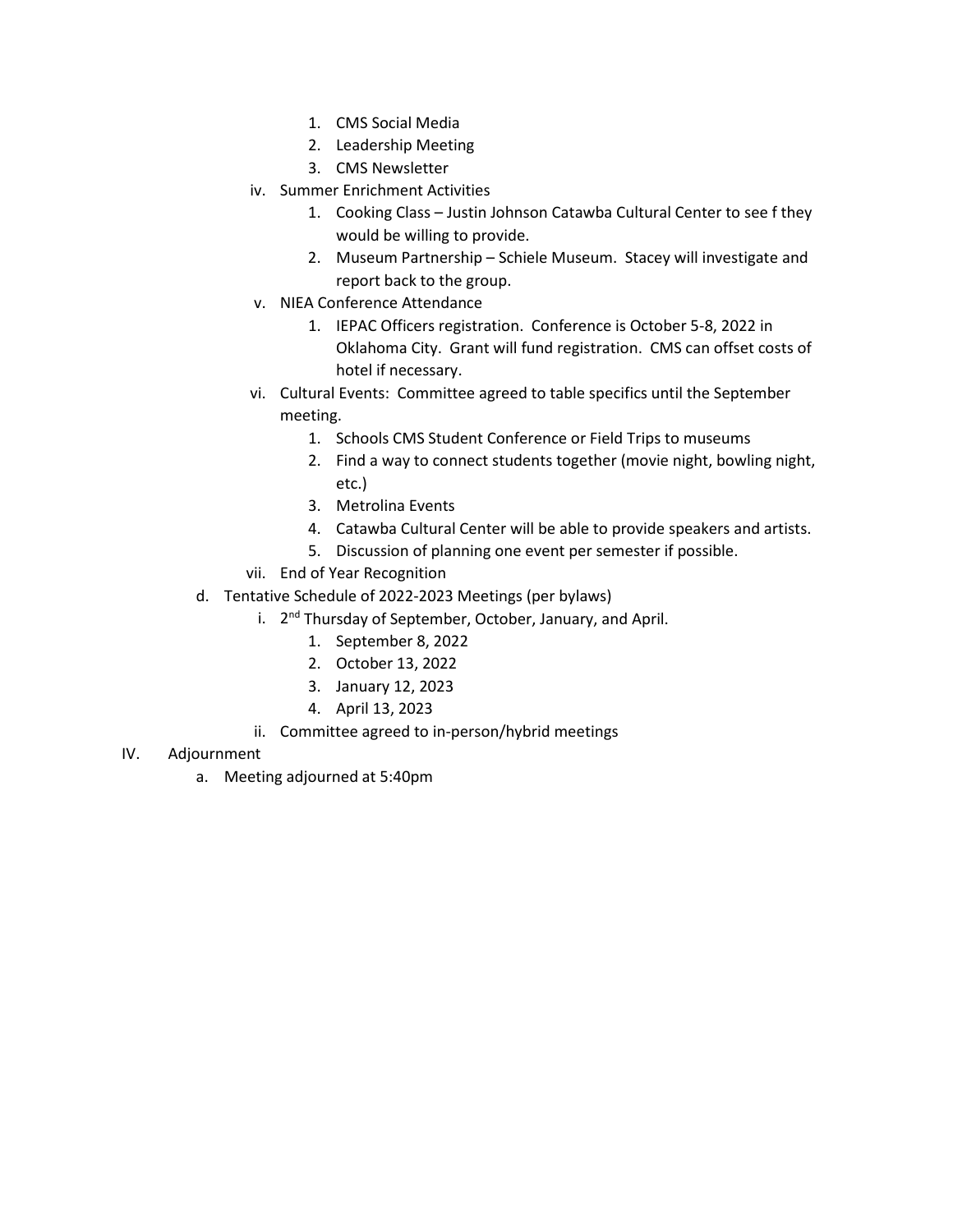1. CMS Social Media
2. Leadership Meeting
3. CMS Newsletter

iv. Summer Enrichment Activities

1. Cooking Class – Justin Johnson Catawba Cultural Center to see f they would be willing to provide.
2. Museum Partnership – Schiele Museum. Stacey will investigate and report back to the group.

v. NIEA Conference Attendance

1. IEPAC Officers registration. Conference is October 5-8, 2022 in Oklahoma City. Grant will fund registration. CMS can offset costs of hotel if necessary.

vi. Cultural Events: Committee agreed to table specifics until the September meeting.

1. Schools CMS Student Conference or Field Trips to museums
2. Find a way to connect students together (movie night, bowling night, etc.)
3. Metrolina Events
4. Catawba Cultural Center will be able to provide speakers and artists.
5. Discussion of planning one event per semester if possible.

vii. End of Year Recognition

d. Tentative Schedule of 2022-2023 Meetings (per bylaws)

i. 2nd Thursday of September, October, January, and April.

1. September 8, 2022
2. October 13, 2022
3. January 12, 2023
4. April 13, 2023

ii. Committee agreed to in-person/hybrid meetings

IV. Adjournment

a. Meeting adjourned at 5:40pm